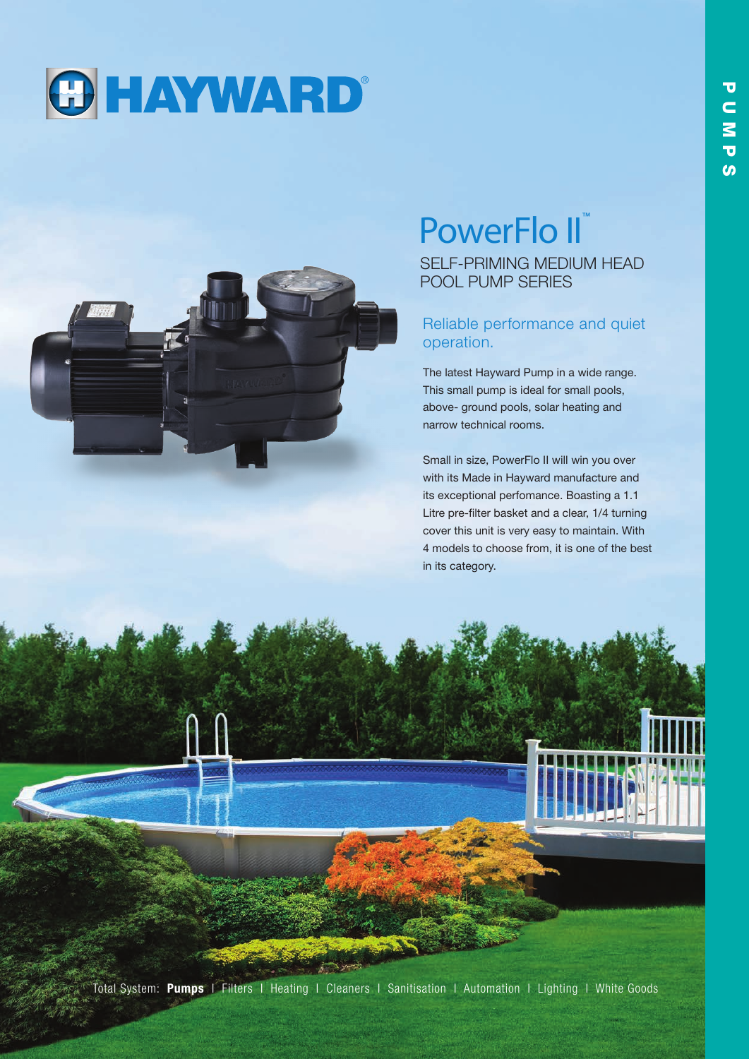# HAYWARD®

PUMPS

## PowerFlo II™

SELF-PRIMING MEDIUM HEAD POOL PUMP SERIES

### Reliable performance and quiet operation.

The latest Hayward Pump in a wide range. This small pump is ideal for small pools, above- ground pools, solar heating and narrow technical rooms.

Small in size, PowerFlo II will win you over with its Made in Hayward manufacture and its exceptional perfomance. Boasting a 1.1 Litre pre-filter basket and a clear, 1/4 turning cover this unit is very easy to maintain. With 4 models to choose from, it is one of the best in its category.

Total System: **Pumps** I Filters I Heating I Cleaners I Sanitisation I Automation I Lighting I White Goods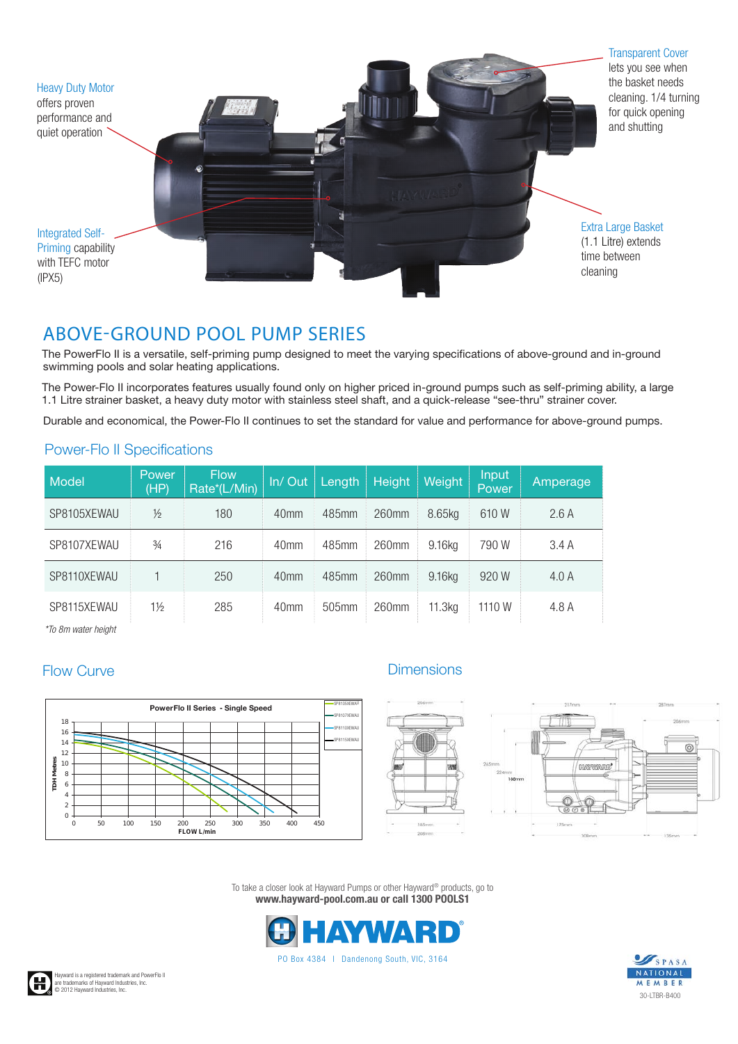**Heavy Duty Motor** offers proven performance and quiet operation

**Transparent Cover** lets you see when the basket needs cleaning. 1/4 turning for quick opening and shutting

**Integrated Self-Priming** capability with TEFC motor (IPX5)

**Extra Large Basket** (1.1 Litre) extends time between cleaning

# ABOVE-GROUND POOL PUMP SERIES

The PowerFlo II is a versatile, self-priming pump designed to meet the varying specifications of above-ground and in-ground swimming pools and solar heating applications.

The Power-Flo II incorporates features usually found only on higher priced in-ground pumps such as self-priming ability, a large 1.1 Litre strainer basket, a heavy duty motor with stainless steel shaft, and a quick-release "see-thru" strainer cover.

Durable and economical, the Power-Flo II continues to set the standard for value and performance for above-ground pumps.

## Power-Flo II Specifications

| Model | Power (HP) | Flow Rate*(L/Min) | In/ Out | Length | Height | Weight | Input Power | Amperage |
|---|---|---|---|---|---|---|---|---|
| SP8105XEWAU | ½ | 180 | 40mm | 485mm | 260mm | 8.65kg | 610 W | 2.6 A |
| SP8107XEWAU | ¾ | 216 | 40mm | 485mm | 260mm | 9.16kg | 790 W | 3.4 A |
| SP8110XEWAU | 1 | 250 | 40mm | 485mm | 260mm | 9.16kg | 920 W | 4.0 A |
| SP8115XEWAU | 1½ | 285 | 40mm | 505mm | 260mm | 11.3kg | 1110 W | 4.8 A |

*\*To 8m water height*

## Flow Curve

PowerFlo II Series - Single Speed

SP8105XEWAU
SP8107XEWAU
SP8110XEWAU
SP8115XEWAU

TDH Metres

0 2 4 6 8 10 12 14 16 18

0 50 100 150 200 250 300 350 400 450

FLOW L/min

## Dimensions

204mm
165mm
208mm
217mm
287mm
206mm
245mm
224mm
180mm
175mm
308mm
126mm

To take a closer look at Hayward Pumps or other Hayward® products, go to
**www.hayward-pool.com.au or call 1300 POOLS1**

HAYWARD®

PO Box 4384 | Dandenong South, VIC, 3164

Hayward is a registered trademark and PowerFlo II are trademarks of Hayward Industries, Inc.
© 2012 Hayward Industries, Inc.

SPASA NATIONAL MEMBER

30-LTBR-B400